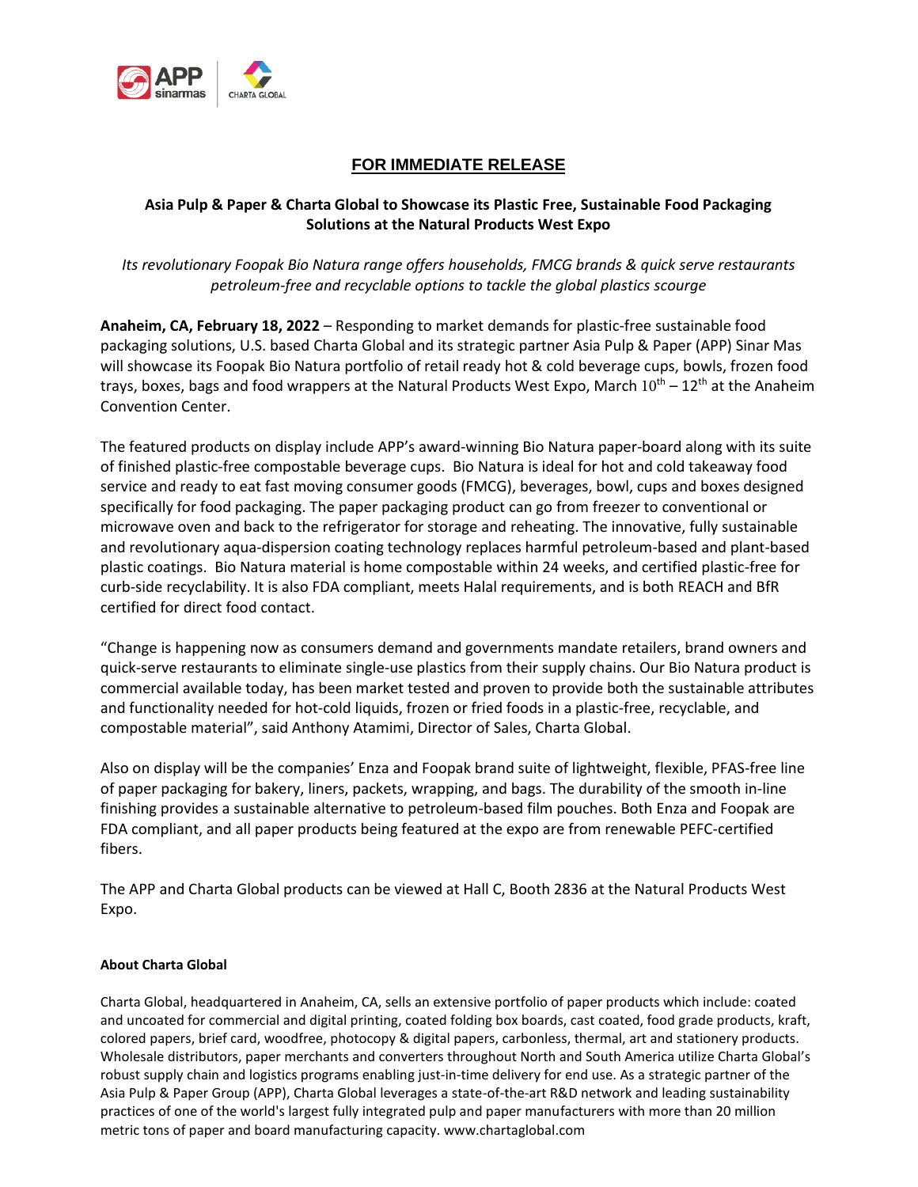**FOR IMMEDIATE RELEASE**

**Asia Pulp & Paper & Charta Global to Showcase its Plastic Free, Sustainable Food Packaging Solutions at the Natural Products West Expo**

*Its revolutionary Foopak Bio Natura range offers households, FMCG brands & quick serve restaurants petroleum-free and recyclable options to tackle the global plastics scourge*

**Anaheim, CA, February 18, 2022** – Responding to market demands for plastic-free sustainable food packaging solutions, U.S. based Charta Global and its strategic partner Asia Pulp & Paper (APP) Sinar Mas will showcase its Foopak Bio Natura portfolio of retail ready hot & cold beverage cups, bowls, frozen food trays, boxes, bags and food wrappers at the Natural Products West Expo, March 10th – 12th at the Anaheim Convention Center.

The featured products on display include APP's award-winning Bio Natura paper-board along with its suite of finished plastic-free compostable beverage cups. Bio Natura is ideal for hot and cold takeaway food service and ready to eat fast moving consumer goods (FMCG), beverages, bowl, cups and boxes designed specifically for food packaging. The paper packaging product can go from freezer to conventional or microwave oven and back to the refrigerator for storage and reheating. The innovative, fully sustainable and revolutionary aqua-dispersion coating technology replaces harmful petroleum-based and plant-based plastic coatings. Bio Natura material is home compostable within 24 weeks, and certified plastic-free for curb-side recyclability. It is also FDA compliant, meets Halal requirements, and is both REACH and BfR certified for direct food contact.

"Change is happening now as consumers demand and governments mandate retailers, brand owners and quick-serve restaurants to eliminate single-use plastics from their supply chains. Our Bio Natura product is commercial available today, has been market tested and proven to provide both the sustainable attributes and functionality needed for hot-cold liquids, frozen or fried foods in a plastic-free, recyclable, and compostable material", said Anthony Atamimi, Director of Sales, Charta Global.

Also on display will be the companies' Enza and Foopak brand suite of lightweight, flexible, PFAS-free line of paper packaging for bakery, liners, packets, wrapping, and bags. The durability of the smooth in-line finishing provides a sustainable alternative to petroleum-based film pouches. Both Enza and Foopak are FDA compliant, and all paper products being featured at the expo are from renewable PEFC-certified fibers.

The APP and Charta Global products can be viewed at Hall C, Booth 2836 at the Natural Products West Expo.

**About Charta Global**

Charta Global, headquartered in Anaheim, CA, sells an extensive portfolio of paper products which include: coated and uncoated for commercial and digital printing, coated folding box boards, cast coated, food grade products, kraft, colored papers, brief card, woodfree, photocopy & digital papers, carbonless, thermal, art and stationery products. Wholesale distributors, paper merchants and converters throughout North and South America utilize Charta Global's robust supply chain and logistics programs enabling just-in-time delivery for end use. As a strategic partner of the Asia Pulp & Paper Group (APP), Charta Global leverages a state-of-the-art R&D network and leading sustainability practices of one of the world's largest fully integrated pulp and paper manufacturers with more than 20 million metric tons of paper and board manufacturing capacity. www.chartaglobal.com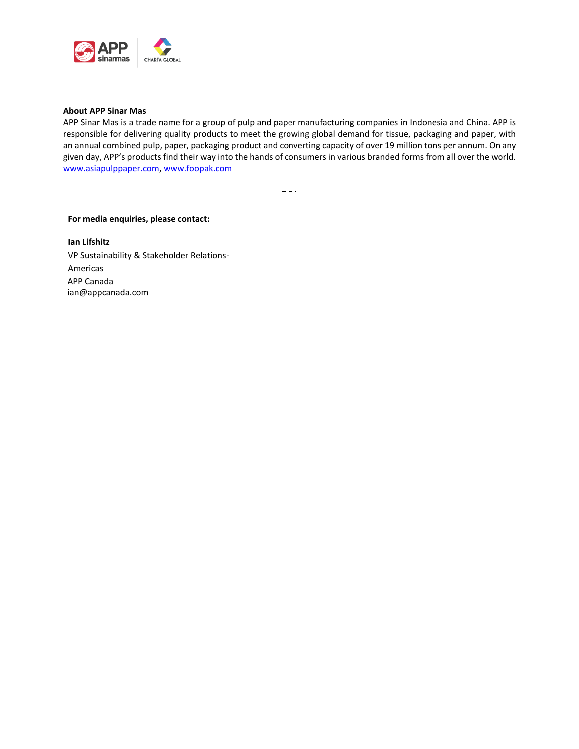**About APP Sinar Mas**

APP Sinar Mas is a trade name for a group of pulp and paper manufacturing companies in Indonesia and China. APP is responsible for delivering quality products to meet the growing global demand for tissue, packaging and paper, with an annual combined pulp, paper, packaging product and converting capacity of over 19 million tons per annum. On any given day, APP's products find their way into the hands of consumers in various branded forms from all over the world. www.asiapulppaper.com, www.foopak.com

– – -

**For media enquiries, please contact:**

**Ian Lifshitz**
VP Sustainability & Stakeholder Relations-
Americas
APP Canada
ian@appcanada.com